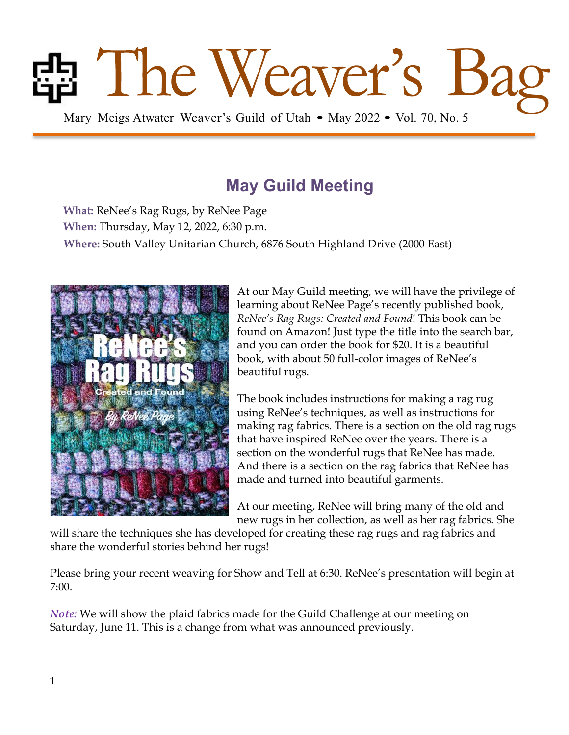# The Weaver's Bag

Mary Meigs Atwater Weaver's Guild of Utah • May 2022 • Vol. 70, No. 5

## May Guild Meeting

**What:** ReNee's Rag Rugs, by ReNee Page
**When:** Thursday, May 12, 2022, 6:30 p.m.
**Where:** South Valley Unitarian Church, 6876 South Highland Drive (2000 East)

At our May Guild meeting, we will have the privilege of learning about ReNee Page's recently published book, *ReNee's Rag Rugs: Created and Found*! This book can be found on Amazon! Just type the title into the search bar, and you can order the book for $20. It is a beautiful book, with about 50 full-color images of ReNee's beautiful rugs.

The book includes instructions for making a rag rug using ReNee's techniques, as well as instructions for making rag fabrics. There is a section on the old rag rugs that have inspired ReNee over the years. There is a section on the wonderful rugs that ReNee has made. And there is a section on the rag fabrics that ReNee has made and turned into beautiful garments.

At our meeting, ReNee will bring many of the old and new rugs in her collection, as well as her rag fabrics. She will share the techniques she has developed for creating these rag rugs and rag fabrics and share the wonderful stories behind her rugs!

Please bring your recent weaving for Show and Tell at 6:30. ReNee's presentation will begin at 7:00.

*Note:* We will show the plaid fabrics made for the Guild Challenge at our meeting on Saturday, June 11. This is a change from what was announced previously.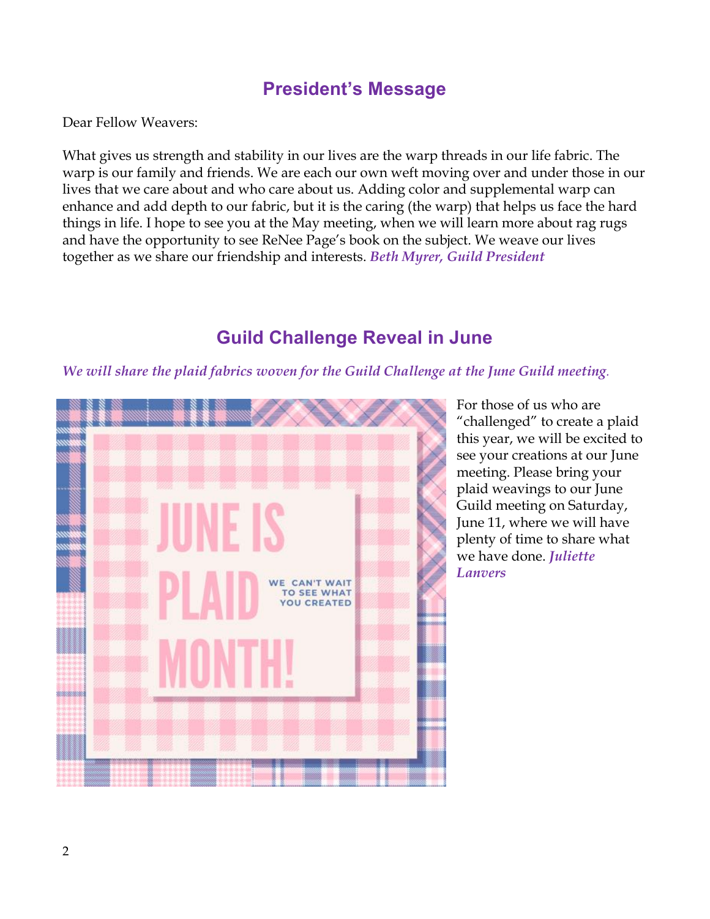## President's Message

Dear Fellow Weavers:

What gives us strength and stability in our lives are the warp threads in our life fabric. The warp is our family and friends. We are each our own weft moving over and under those in our lives that we care about and who care about us. Adding color and supplemental warp can enhance and add depth to our fabric, but it is the caring (the warp) that helps us face the hard things in life. I hope to see you at the May meeting, when we will learn more about rag rugs and have the opportunity to see ReNee Page's book on the subject. We weave our lives together as we share our friendship and interests. ***Beth Myrer, Guild President***

## Guild Challenge Reveal in June

*We will share the plaid fabrics woven for the Guild Challenge at the June Guild meeting.*

For those of us who are "challenged" to create a plaid this year, we will be excited to see your creations at our June meeting. Please bring your plaid weavings to our June Guild meeting on Saturday, June 11, where we will have plenty of time to share what we have done. ***Juliette Lanvers***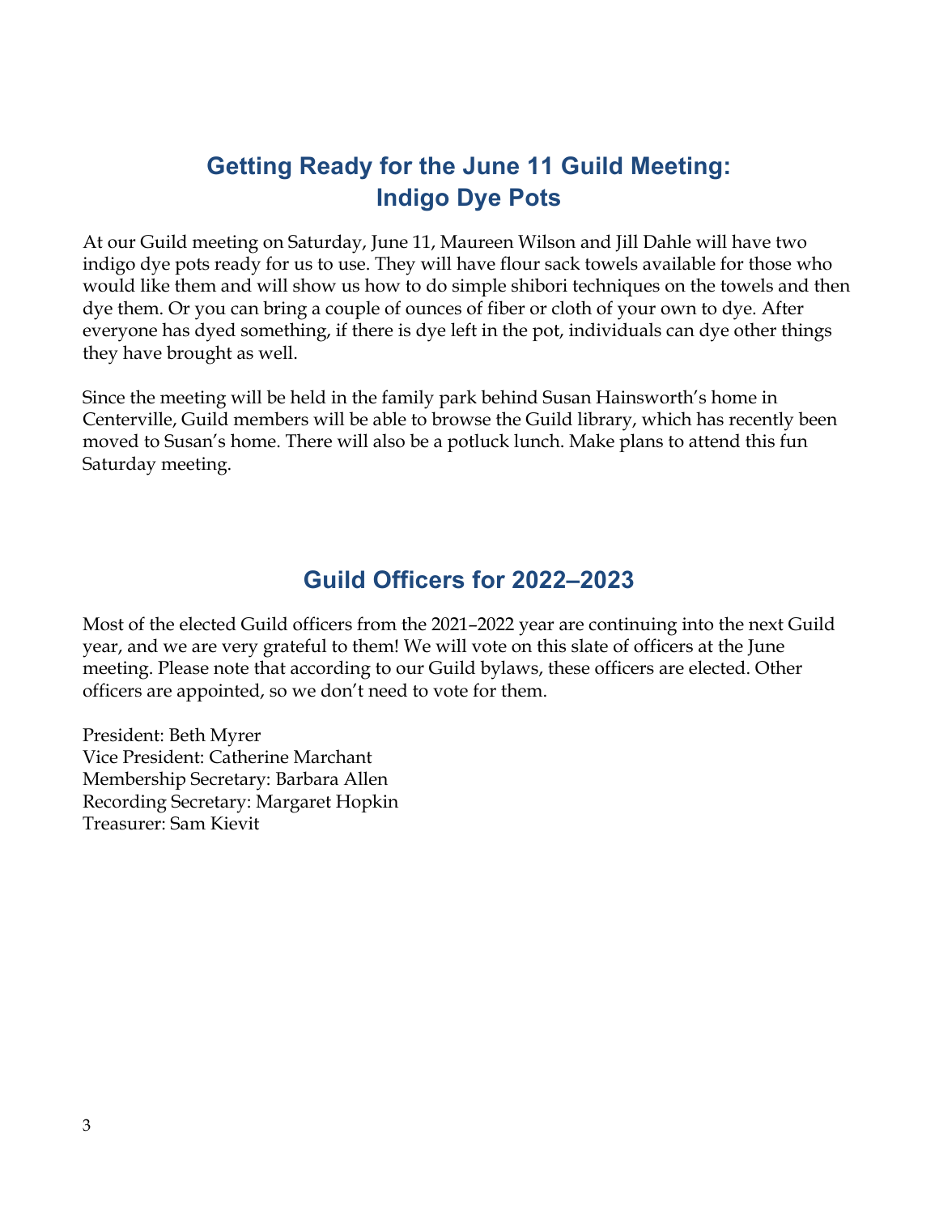## Getting Ready for the June 11 Guild Meeting: Indigo Dye Pots

At our Guild meeting on Saturday, June 11, Maureen Wilson and Jill Dahle will have two indigo dye pots ready for us to use. They will have flour sack towels available for those who would like them and will show us how to do simple shibori techniques on the towels and then dye them. Or you can bring a couple of ounces of fiber or cloth of your own to dye. After everyone has dyed something, if there is dye left in the pot, individuals can dye other things they have brought as well.

Since the meeting will be held in the family park behind Susan Hainsworth's home in Centerville, Guild members will be able to browse the Guild library, which has recently been moved to Susan's home. There will also be a potluck lunch. Make plans to attend this fun Saturday meeting.

## Guild Officers for 2022–2023

Most of the elected Guild officers from the 2021–2022 year are continuing into the next Guild year, and we are very grateful to them! We will vote on this slate of officers at the June meeting. Please note that according to our Guild bylaws, these officers are elected. Other officers are appointed, so we don't need to vote for them.

President: Beth Myrer  
Vice President: Catherine Marchant  
Membership Secretary: Barbara Allen  
Recording Secretary: Margaret Hopkin  
Treasurer: Sam Kievit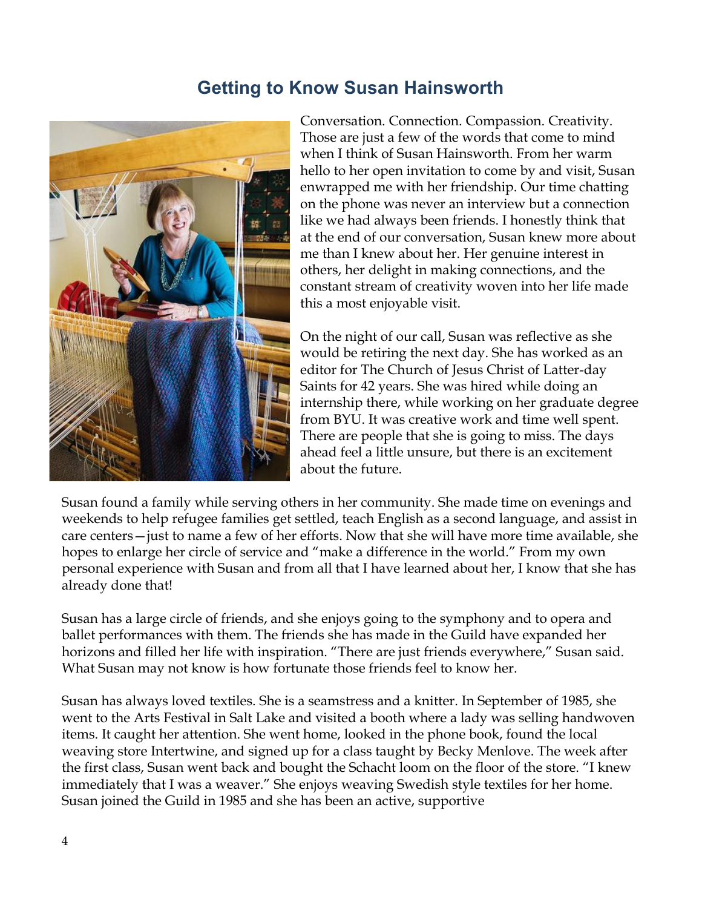## Getting to Know Susan Hainsworth

Conversation. Connection. Compassion. Creativity. Those are just a few of the words that come to mind when I think of Susan Hainsworth. From her warm hello to her open invitation to come by and visit, Susan enwrapped me with her friendship. Our time chatting on the phone was never an interview but a connection like we had always been friends. I honestly think that at the end of our conversation, Susan knew more about me than I knew about her. Her genuine interest in others, her delight in making connections, and the constant stream of creativity woven into her life made this a most enjoyable visit.

On the night of our call, Susan was reflective as she would be retiring the next day. She has worked as an editor for The Church of Jesus Christ of Latter-day Saints for 42 years. She was hired while doing an internship there, while working on her graduate degree from BYU. It was creative work and time well spent. There are people that she is going to miss. The days ahead feel a little unsure, but there is an excitement about the future.

Susan found a family while serving others in her community. She made time on evenings and weekends to help refugee families get settled, teach English as a second language, and assist in care centers—just to name a few of her efforts. Now that she will have more time available, she hopes to enlarge her circle of service and "make a difference in the world." From my own personal experience with Susan and from all that I have learned about her, I know that she has already done that!

Susan has a large circle of friends, and she enjoys going to the symphony and to opera and ballet performances with them. The friends she has made in the Guild have expanded her horizons and filled her life with inspiration. "There are just friends everywhere," Susan said. What Susan may not know is how fortunate those friends feel to know her.

Susan has always loved textiles. She is a seamstress and a knitter. In September of 1985, she went to the Arts Festival in Salt Lake and visited a booth where a lady was selling handwoven items. It caught her attention. She went home, looked in the phone book, found the local weaving store Intertwine, and signed up for a class taught by Becky Menlove. The week after the first class, Susan went back and bought the Schacht loom on the floor of the store. "I knew immediately that I was a weaver." She enjoys weaving Swedish style textiles for her home. Susan joined the Guild in 1985 and she has been an active, supportive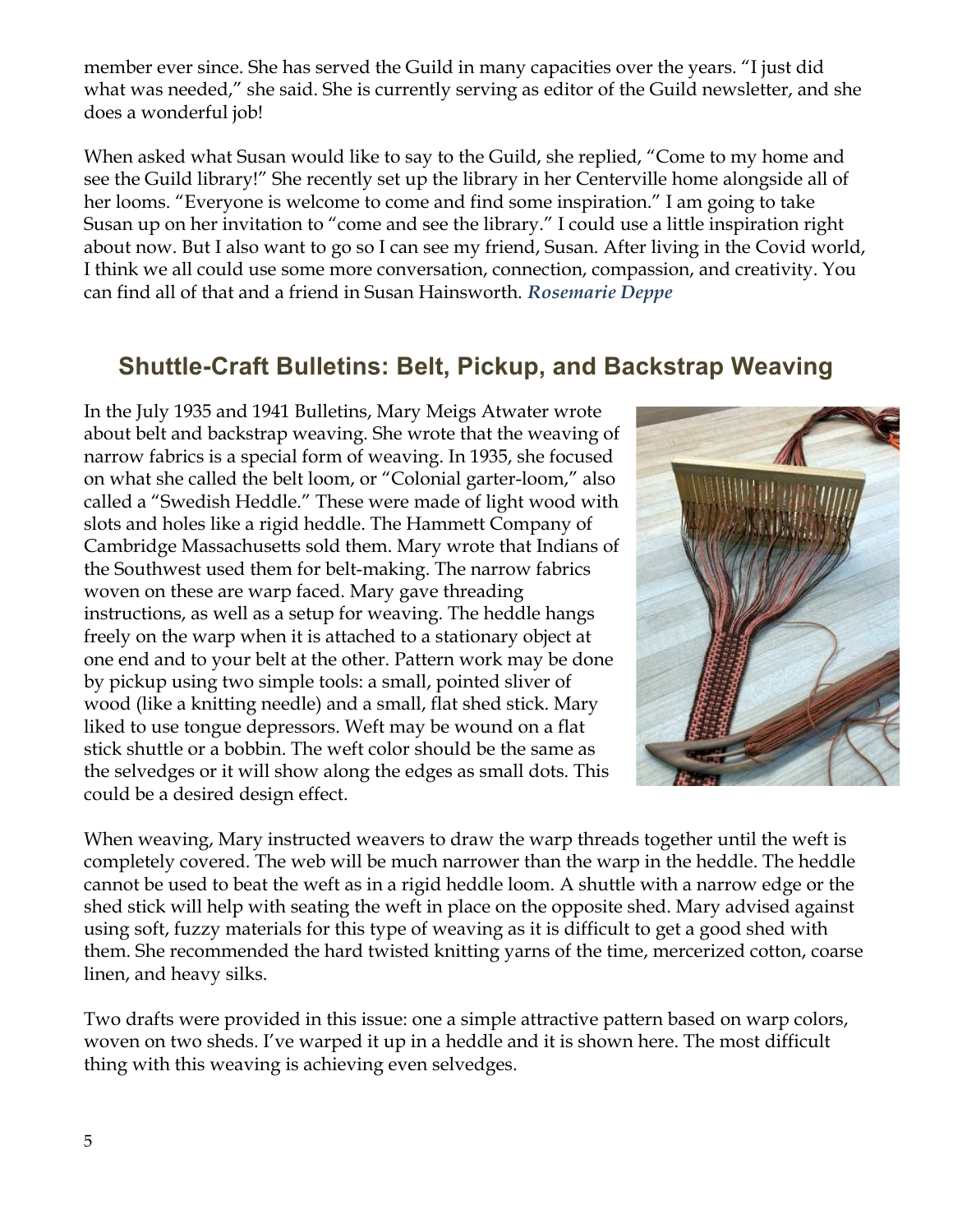member ever since. She has served the Guild in many capacities over the years. "I just did what was needed," she said. She is currently serving as editor of the Guild newsletter, and she does a wonderful job!

When asked what Susan would like to say to the Guild, she replied, "Come to my home and see the Guild library!" She recently set up the library in her Centerville home alongside all of her looms. "Everyone is welcome to come and find some inspiration." I am going to take Susan up on her invitation to "come and see the library." I could use a little inspiration right about now. But I also want to go so I can see my friend, Susan. After living in the Covid world, I think we all could use some more conversation, connection, compassion, and creativity. You can find all of that and a friend in Susan Hainsworth. ***Rosemarie Deppe***

## Shuttle-Craft Bulletins: Belt, Pickup, and Backstrap Weaving

In the July 1935 and 1941 Bulletins, Mary Meigs Atwater wrote about belt and backstrap weaving. She wrote that the weaving of narrow fabrics is a special form of weaving. In 1935, she focused on what she called the belt loom, or "Colonial garter-loom," also called a "Swedish Heddle." These were made of light wood with slots and holes like a rigid heddle. The Hammett Company of Cambridge Massachusetts sold them. Mary wrote that Indians of the Southwest used them for belt-making. The narrow fabrics woven on these are warp faced. Mary gave threading instructions, as well as a setup for weaving. The heddle hangs freely on the warp when it is attached to a stationary object at one end and to your belt at the other. Pattern work may be done by pickup using two simple tools: a small, pointed sliver of wood (like a knitting needle) and a small, flat shed stick. Mary liked to use tongue depressors. Weft may be wound on a flat stick shuttle or a bobbin. The weft color should be the same as the selvedges or it will show along the edges as small dots. This could be a desired design effect.

When weaving, Mary instructed weavers to draw the warp threads together until the weft is completely covered. The web will be much narrower than the warp in the heddle. The heddle cannot be used to beat the weft as in a rigid heddle loom. A shuttle with a narrow edge or the shed stick will help with seating the weft in place on the opposite shed. Mary advised against using soft, fuzzy materials for this type of weaving as it is difficult to get a good shed with them. She recommended the hard twisted knitting yarns of the time, mercerized cotton, coarse linen, and heavy silks.

Two drafts were provided in this issue: one a simple attractive pattern based on warp colors, woven on two sheds. I've warped it up in a heddle and it is shown here. The most difficult thing with this weaving is achieving even selvedges.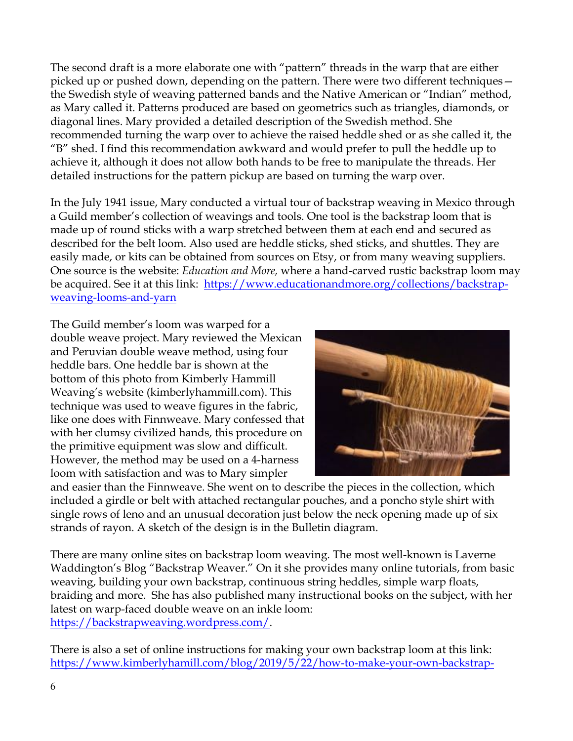The second draft is a more elaborate one with "pattern" threads in the warp that are either picked up or pushed down, depending on the pattern. There were two different techniques—the Swedish style of weaving patterned bands and the Native American or "Indian" method, as Mary called it. Patterns produced are based on geometrics such as triangles, diamonds, or diagonal lines. Mary provided a detailed description of the Swedish method. She recommended turning the warp over to achieve the raised heddle shed or as she called it, the "B" shed. I find this recommendation awkward and would prefer to pull the heddle up to achieve it, although it does not allow both hands to be free to manipulate the threads. Her detailed instructions for the pattern pickup are based on turning the warp over.

In the July 1941 issue, Mary conducted a virtual tour of backstrap weaving in Mexico through a Guild member's collection of weavings and tools. One tool is the backstrap loom that is made up of round sticks with a warp stretched between them at each end and secured as described for the belt loom. Also used are heddle sticks, shed sticks, and shuttles. They are easily made, or kits can be obtained from sources on Etsy, or from many weaving suppliers. One source is the website: *Education and More,* where a hand-carved rustic backstrap loom may be acquired. See it at this link: https://www.educationandmore.org/collections/backstrap-weaving-looms-and-yarn

The Guild member's loom was warped for a double weave project. Mary reviewed the Mexican and Peruvian double weave method, using four heddle bars. One heddle bar is shown at the bottom of this photo from Kimberly Hammill Weaving's website (kimberlyhammill.com). This technique was used to weave figures in the fabric, like one does with Finnweave. Mary confessed that with her clumsy civilized hands, this procedure on the primitive equipment was slow and difficult. However, the method may be used on a 4-harness loom with satisfaction and was to Mary simpler and easier than the Finnweave. She went on to describe the pieces in the collection, which included a girdle or belt with attached rectangular pouches, and a poncho style shirt with single rows of leno and an unusual decoration just below the neck opening made up of six strands of rayon. A sketch of the design is in the Bulletin diagram.

There are many online sites on backstrap loom weaving. The most well-known is Laverne Waddington's Blog "Backstrap Weaver." On it she provides many online tutorials, from basic weaving, building your own backstrap, continuous string heddles, simple warp floats, braiding and more. She has also published many instructional books on the subject, with her latest on warp-faced double weave on an inkle loom: https://backstrapweaving.wordpress.com/.

There is also a set of online instructions for making your own backstrap loom at this link: https://www.kimberlyhamill.com/blog/2019/5/22/how-to-make-your-own-backstrap-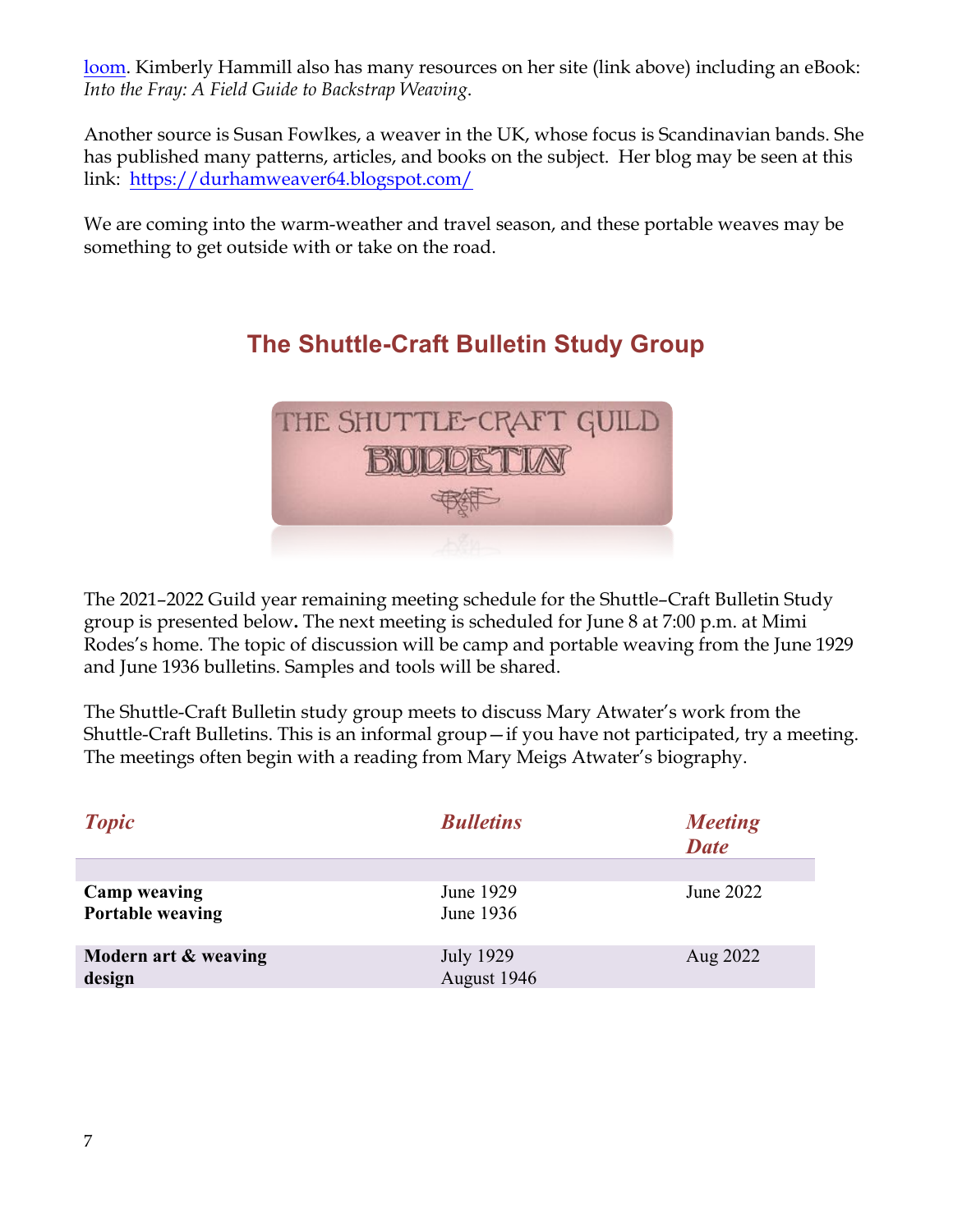loom. Kimberly Hammill also has many resources on her site (link above) including an eBook: *Into the Fray: A Field Guide to Backstrap Weaving*.

Another source is Susan Fowlkes, a weaver in the UK, whose focus is Scandinavian bands. She has published many patterns, articles, and books on the subject. Her blog may be seen at this link: https://durhamweaver64.blogspot.com/

We are coming into the warm-weather and travel season, and these portable weaves may be something to get outside with or take on the road.

## The Shuttle-Craft Bulletin Study Group

The 2021–2022 Guild year remaining meeting schedule for the Shuttle–Craft Bulletin Study group is presented below**.** The next meeting is scheduled for June 8 at 7:00 p.m. at Mimi Rodes's home. The topic of discussion will be camp and portable weaving from the June 1929 and June 1936 bulletins. Samples and tools will be shared.

The Shuttle-Craft Bulletin study group meets to discuss Mary Atwater's work from the Shuttle-Craft Bulletins. This is an informal group—if you have not participated, try a meeting. The meetings often begin with a reading from Mary Meigs Atwater's biography.

| *Topic* | *Bulletins* | *Meeting Date* |
|---|---|---|
| **Camp weaving**<br>**Portable weaving** | June 1929<br>June 1936 | June 2022 |
| **Modern art & weaving design** | July 1929<br>August 1946 | Aug 2022 |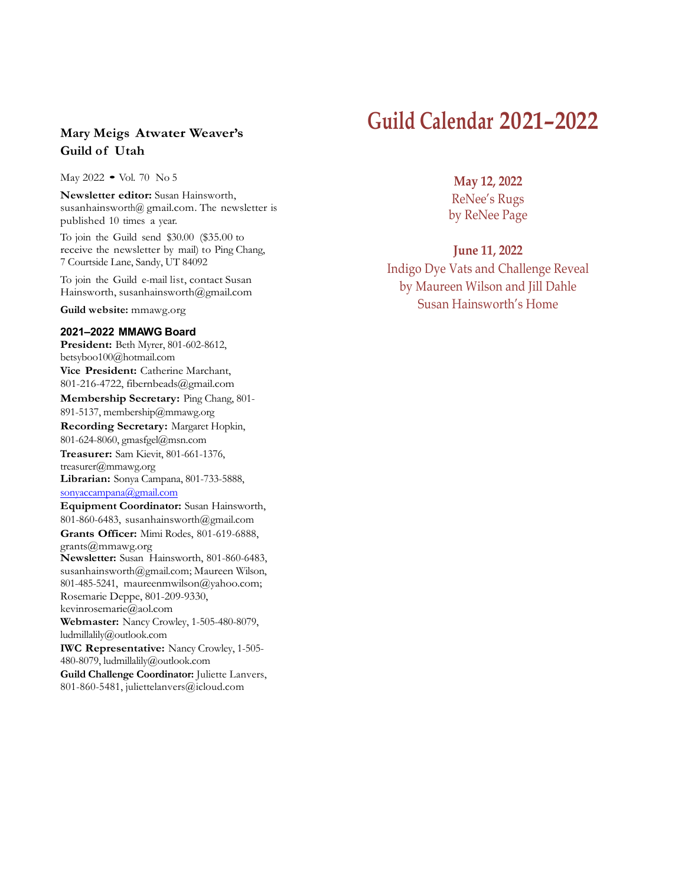**Mary Meigs Atwater Weaver's Guild of Utah**

May 2022 • Vol. 70 No 5

**Newsletter editor:** Susan Hainsworth, susanhainsworth@ gmail.com. The newsletter is published 10 times a year.

To join the Guild send $30.00 ($35.00 to receive the newsletter by mail) to Ping Chang, 7 Courtside Lane, Sandy, UT 84092

To join the Guild e-mail list, contact Susan Hainsworth, susanhainsworth@gmail.com

**Guild website:** mmawg.org

### 2021–2022 MMAWG Board

**President:** Beth Myrer, 801-602-8612, betsyboo100@hotmail.com
**Vice President:** Catherine Marchant, 801-216-4722, fibernbeads@gmail.com
**Membership Secretary:** Ping Chang, 801-891-5137, membership@mmawg.org
**Recording Secretary:** Margaret Hopkin, 801-624-8060, gmasfgel@msn.com
**Treasurer:** Sam Kievit, 801-661-1376, treasurer@mmawg.org
**Librarian:** Sonya Campana, 801-733-5888, sonyaccampana@gmail.com
**Equipment Coordinator:** Susan Hainsworth, 801-860-6483, susanhainsworth@gmail.com
**Grants Officer:** Mimi Rodes, 801-619-6888, grants@mmawg.org
**Newsletter:** Susan Hainsworth, 801-860-6483, susanhainsworth@gmail.com; Maureen Wilson, 801-485-5241, maureenmwilson@yahoo.com; Rosemarie Deppe, 801-209-9330, kevinrosemarie@aol.com
**Webmaster:** Nancy Crowley, 1-505-480-8079, ludmillalily@outlook.com
**IWC Representative:** Nancy Crowley, 1-505-480-8079, ludmillalily@outlook.com
**Guild Challenge Coordinator:** Juliette Lanvers, 801-860-5481, juliettelanvers@icloud.com

# Guild Calendar 2021–2022

**May 12, 2022**
ReNee's Rugs
by ReNee Page

**June 11, 2022**
Indigo Dye Vats and Challenge Reveal
by Maureen Wilson and Jill Dahle
Susan Hainsworth's Home